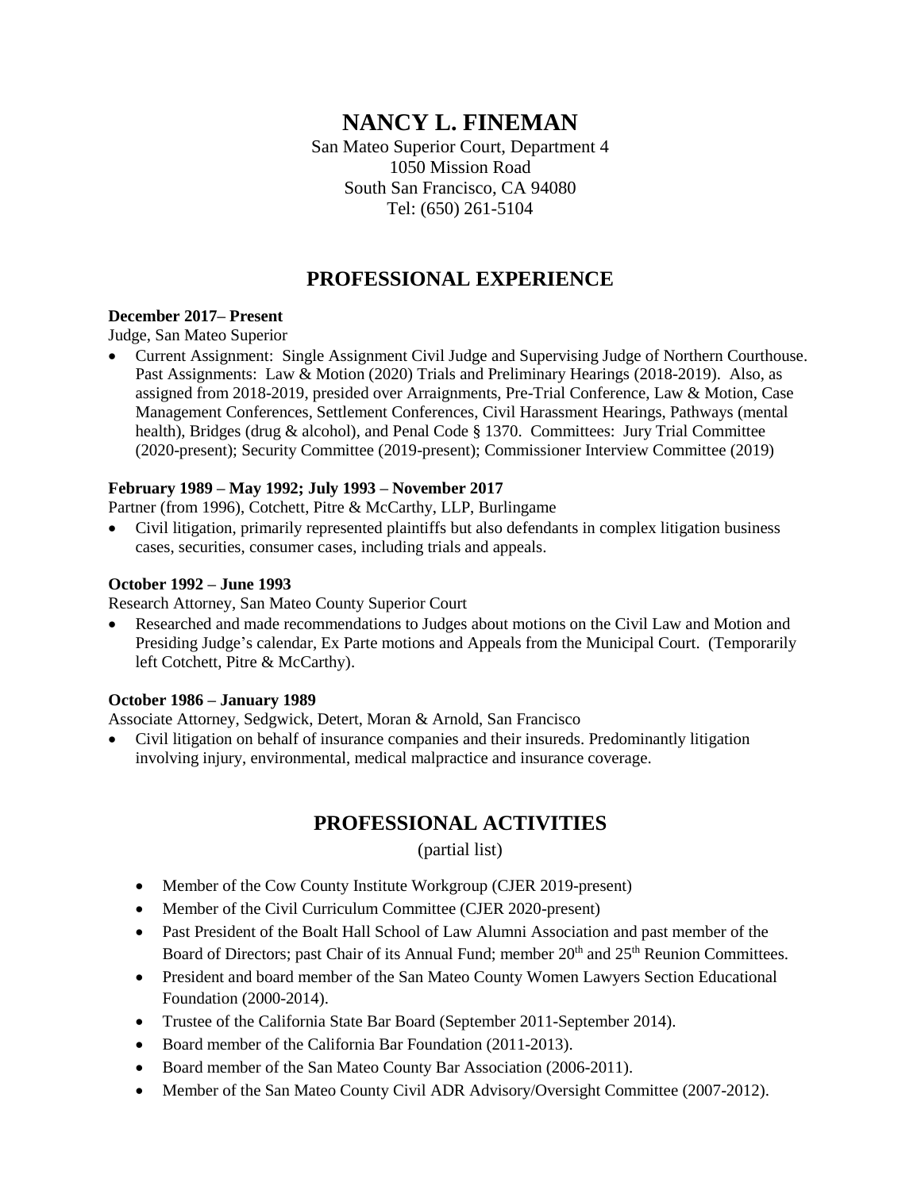# NANCY L. FINEMAN

San Mateo Superior Court, Department 4
1050 Mission Road
South San Francisco, CA 94080
Tel: (650) 261-5104

## PROFESSIONAL EXPERIENCE

**December 2017– Present**
Judge, San Mateo Superior

- Current Assignment: Single Assignment Civil Judge and Supervising Judge of Northern Courthouse. Past Assignments: Law & Motion (2020) Trials and Preliminary Hearings (2018-2019). Also, as assigned from 2018-2019, presided over Arraignments, Pre-Trial Conference, Law & Motion, Case Management Conferences, Settlement Conferences, Civil Harassment Hearings, Pathways (mental health), Bridges (drug & alcohol), and Penal Code § 1370. Committees: Jury Trial Committee (2020-present); Security Committee (2019-present); Commissioner Interview Committee (2019)

**February 1989 – May 1992; July 1993 – November 2017**
Partner (from 1996), Cotchett, Pitre & McCarthy, LLP, Burlingame

- Civil litigation, primarily represented plaintiffs but also defendants in complex litigation business cases, securities, consumer cases, including trials and appeals.

**October 1992 – June 1993**
Research Attorney, San Mateo County Superior Court

- Researched and made recommendations to Judges about motions on the Civil Law and Motion and Presiding Judge's calendar, Ex Parte motions and Appeals from the Municipal Court. (Temporarily left Cotchett, Pitre & McCarthy).

**October 1986 – January 1989**
Associate Attorney, Sedgwick, Detert, Moran & Arnold, San Francisco

- Civil litigation on behalf of insurance companies and their insureds. Predominantly litigation involving injury, environmental, medical malpractice and insurance coverage.

## PROFESSIONAL ACTIVITIES

(partial list)

- Member of the Cow County Institute Workgroup (CJER 2019-present)
- Member of the Civil Curriculum Committee (CJER 2020-present)
- Past President of the Boalt Hall School of Law Alumni Association and past member of the Board of Directors; past Chair of its Annual Fund; member 20th and 25th Reunion Committees.
- President and board member of the San Mateo County Women Lawyers Section Educational Foundation (2000-2014).
- Trustee of the California State Bar Board (September 2011-September 2014).
- Board member of the California Bar Foundation (2011-2013).
- Board member of the San Mateo County Bar Association (2006-2011).
- Member of the San Mateo County Civil ADR Advisory/Oversight Committee (2007-2012).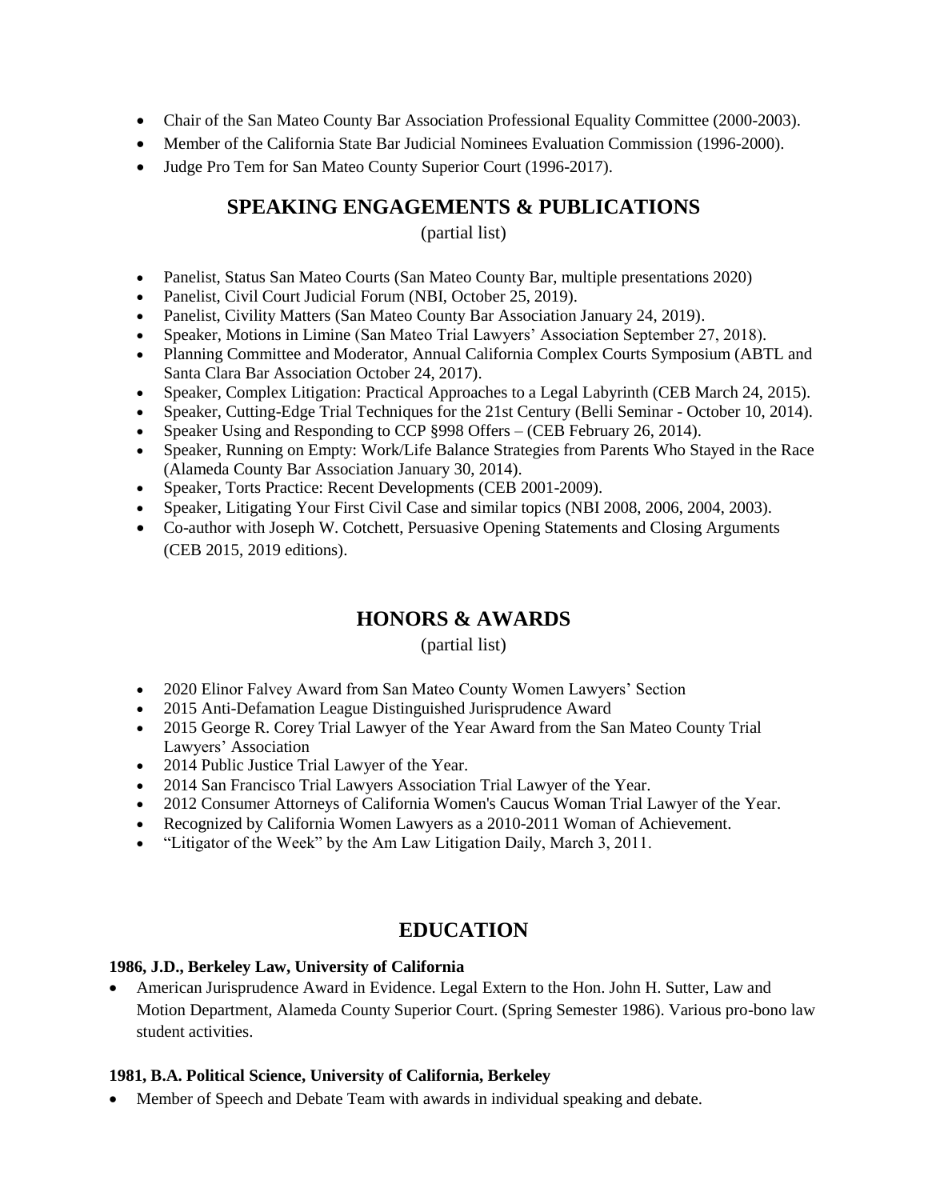- Chair of the San Mateo County Bar Association Professional Equality Committee (2000-2003).
- Member of the California State Bar Judicial Nominees Evaluation Commission (1996-2000).
- Judge Pro Tem for San Mateo County Superior Court (1996-2017).

## SPEAKING ENGAGEMENTS & PUBLICATIONS

(partial list)

- Panelist, Status San Mateo Courts (San Mateo County Bar, multiple presentations 2020)
- Panelist, Civil Court Judicial Forum (NBI, October 25, 2019).
- Panelist, Civility Matters (San Mateo County Bar Association January 24, 2019).
- Speaker, Motions in Limine (San Mateo Trial Lawyers' Association September 27, 2018).
- Planning Committee and Moderator, Annual California Complex Courts Symposium (ABTL and Santa Clara Bar Association October 24, 2017).
- Speaker, Complex Litigation: Practical Approaches to a Legal Labyrinth (CEB March 24, 2015).
- Speaker, Cutting-Edge Trial Techniques for the 21st Century (Belli Seminar - October 10, 2014).
- Speaker Using and Responding to CCP §998 Offers – (CEB February 26, 2014).
- Speaker, Running on Empty: Work/Life Balance Strategies from Parents Who Stayed in the Race (Alameda County Bar Association January 30, 2014).
- Speaker, Torts Practice: Recent Developments (CEB 2001-2009).
- Speaker, Litigating Your First Civil Case and similar topics (NBI 2008, 2006, 2004, 2003).
- Co-author with Joseph W. Cotchett, Persuasive Opening Statements and Closing Arguments (CEB 2015, 2019 editions).

## HONORS & AWARDS

(partial list)

- 2020 Elinor Falvey Award from San Mateo County Women Lawyers' Section
- 2015 Anti-Defamation League Distinguished Jurisprudence Award
- 2015 George R. Corey Trial Lawyer of the Year Award from the San Mateo County Trial Lawyers' Association
- 2014 Public Justice Trial Lawyer of the Year.
- 2014 San Francisco Trial Lawyers Association Trial Lawyer of the Year.
- 2012 Consumer Attorneys of California Women's Caucus Woman Trial Lawyer of the Year.
- Recognized by California Women Lawyers as a 2010-2011 Woman of Achievement.
- "Litigator of the Week" by the Am Law Litigation Daily, March 3, 2011.

## EDUCATION

**1986, J.D., Berkeley Law, University of California**

- American Jurisprudence Award in Evidence. Legal Extern to the Hon. John H. Sutter, Law and Motion Department, Alameda County Superior Court. (Spring Semester 1986). Various pro-bono law student activities.

**1981, B.A. Political Science, University of California, Berkeley**

- Member of Speech and Debate Team with awards in individual speaking and debate.